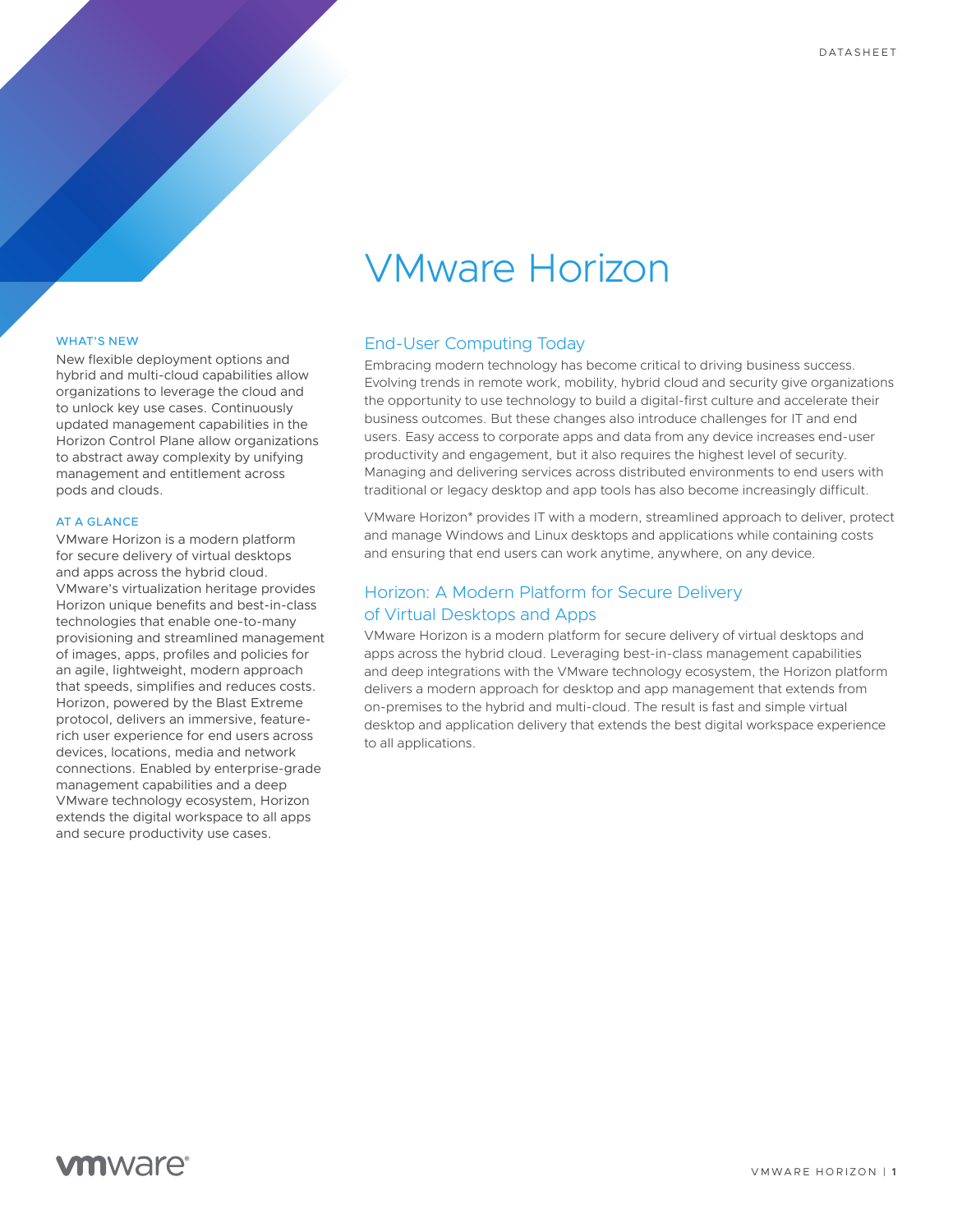DATASHEET

# VMware Horizon

## End-User Computing Today

Embracing modern technology has become critical to driving business success. Evolving trends in remote work, mobility, hybrid cloud and security give organizations the opportunity to use technology to build a digital-first culture and accelerate their business outcomes. But these changes also introduce challenges for IT and end users. Easy access to corporate apps and data from any device increases end-user productivity and engagement, but it also requires the highest level of security. Managing and delivering services across distributed environments to end users with traditional or legacy desktop and app tools has also become increasingly difficult.

VMware Horizon® provides IT with a modern, streamlined approach to deliver, protect and manage Windows and Linux desktops and applications while containing costs and ensuring that end users can work anytime, anywhere, on any device.

## Horizon: A Modern Platform for Secure Delivery of Virtual Desktops and Apps

VMware Horizon is a modern platform for secure delivery of virtual desktops and apps across the hybrid cloud. Leveraging best-in-class management capabilities and deep integrations with the VMware technology ecosystem, the Horizon platform delivers a modern approach for desktop and app management that extends from on-premises to the hybrid and multi-cloud. The result is fast and simple virtual desktop and application delivery that extends the best digital workspace experience to all applications.

### WHAT'S NEW

New flexible deployment options and hybrid and multi-cloud capabilities allow organizations to leverage the cloud and to unlock key use cases. Continuously updated management capabilities in the Horizon Control Plane allow organizations to abstract away complexity by unifying management and entitlement across pods and clouds.

### AT A GLANCE

VMware Horizon is a modern platform for secure delivery of virtual desktops and apps across the hybrid cloud. VMware's virtualization heritage provides Horizon unique benefits and best-in-class technologies that enable one-to-many provisioning and streamlined management of images, apps, profiles and policies for an agile, lightweight, modern approach that speeds, simplifies and reduces costs. Horizon, powered by the Blast Extreme protocol, delivers an immersive, feature-rich user experience for end users across devices, locations, media and network connections. Enabled by enterprise-grade management capabilities and a deep VMware technology ecosystem, Horizon extends the digital workspace to all apps and secure productivity use cases.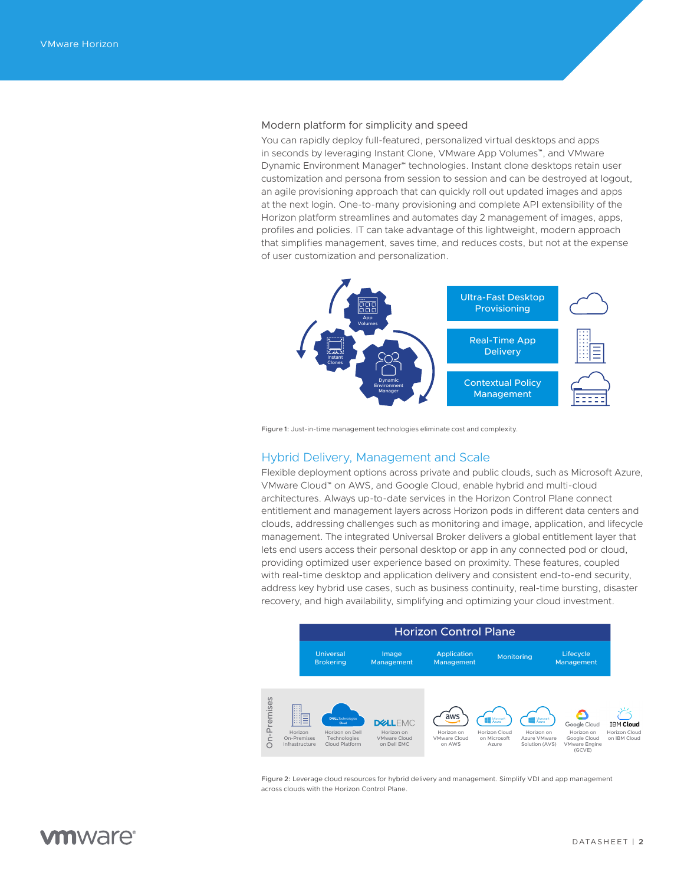### Modern platform for simplicity and speed

You can rapidly deploy full-featured, personalized virtual desktops and apps in seconds by leveraging Instant Clone, VMware App Volumes™, and VMware Dynamic Environment Manager™ technologies. Instant clone desktops retain user customization and persona from session to session and can be destroyed at logout, an agile provisioning approach that can quickly roll out updated images and apps at the next login. One-to-many provisioning and complete API extensibility of the Horizon platform streamlines and automates day 2 management of images, apps, profiles and policies. IT can take advantage of this lightweight, modern approach that simplifies management, saves time, and reduces costs, but not at the expense of user customization and personalization.

Figure 1: Just-in-time management technologies eliminate cost and complexity.

## Hybrid Delivery, Management and Scale

Flexible deployment options across private and public clouds, such as Microsoft Azure, VMware Cloud™ on AWS, and Google Cloud, enable hybrid and multi-cloud architectures. Always up-to-date services in the Horizon Control Plane connect entitlement and management layers across Horizon pods in different data centers and clouds, addressing challenges such as monitoring and image, application, and lifecycle management. The integrated Universal Broker delivers a global entitlement layer that lets end users access their personal desktop or app in any connected pod or cloud, providing optimized user experience based on proximity. These features, coupled with real-time desktop and application delivery and consistent end-to-end security, address key hybrid use cases, such as business continuity, real-time bursting, disaster recovery, and high availability, simplifying and optimizing your cloud investment.

Figure 2: Leverage cloud resources for hybrid delivery and management. Simplify VDI and app management across clouds with the Horizon Control Plane.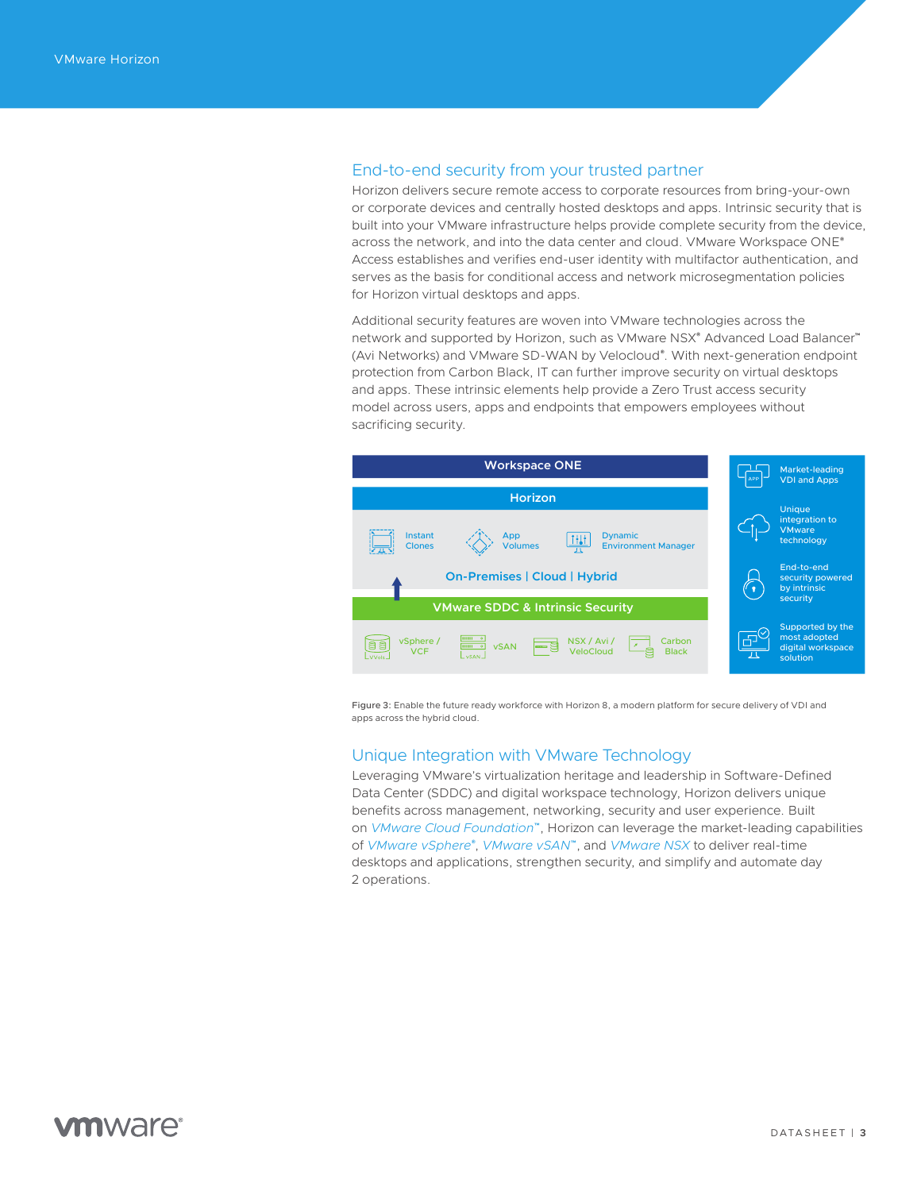## End-to-end security from your trusted partner

Horizon delivers secure remote access to corporate resources from bring-your-own or corporate devices and centrally hosted desktops and apps. Intrinsic security that is built into your VMware infrastructure helps provide complete security from the device, across the network, and into the data center and cloud. VMware Workspace ONE® Access establishes and verifies end-user identity with multifactor authentication, and serves as the basis for conditional access and network microsegmentation policies for Horizon virtual desktops and apps.

Additional security features are woven into VMware technologies across the network and supported by Horizon, such as VMware NSX® Advanced Load Balancer™ (Avi Networks) and VMware SD-WAN by Velocloud®. With next-generation endpoint protection from Carbon Black, IT can further improve security on virtual desktops and apps. These intrinsic elements help provide a Zero Trust access security model across users, apps and endpoints that empowers employees without sacrificing security.

Workspace ONE

Horizon

Instant Clones | App Volumes | Dynamic Environment Manager

On-Premises | Cloud | Hybrid

VMware SDDC & Intrinsic Security

vSphere / VCF | vSAN | NSX / Avi / VeloCloud | Carbon Black

- Market-leading VDI and Apps
- Unique integration to VMware technology
- End-to-end security powered by intrinsic security
- Supported by the most adopted digital workspace solution

Figure 3: Enable the future ready workforce with Horizon 8, a modern platform for secure delivery of VDI and apps across the hybrid cloud.

## Unique Integration with VMware Technology

Leveraging VMware's virtualization heritage and leadership in Software-Defined Data Center (SDDC) and digital workspace technology, Horizon delivers unique benefits across management, networking, security and user experience. Built on *VMware Cloud Foundation*™, Horizon can leverage the market-leading capabilities of *VMware vSphere*®, *VMware vSAN*™, and *VMware NSX* to deliver real-time desktops and applications, strengthen security, and simplify and automate day 2 operations.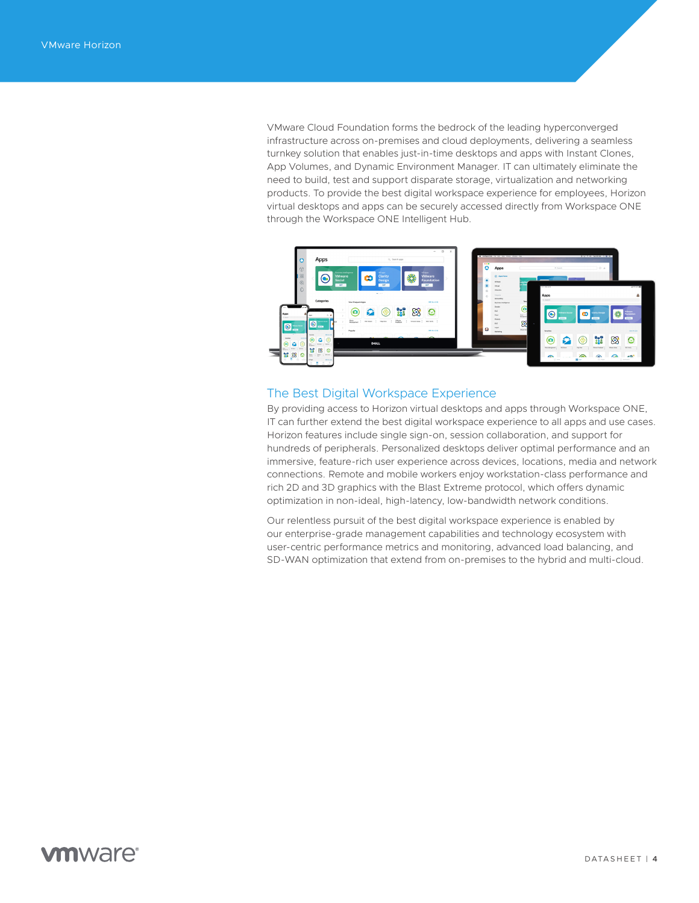VMware Cloud Foundation forms the bedrock of the leading hyperconverged infrastructure across on-premises and cloud deployments, delivering a seamless turnkey solution that enables just-in-time desktops and apps with Instant Clones, App Volumes, and Dynamic Environment Manager. IT can ultimately eliminate the need to build, test and support disparate storage, virtualization and networking products. To provide the best digital workspace experience for employees, Horizon virtual desktops and apps can be securely accessed directly from Workspace ONE through the Workspace ONE Intelligent Hub.

## The Best Digital Workspace Experience

By providing access to Horizon virtual desktops and apps through Workspace ONE, IT can further extend the best digital workspace experience to all apps and use cases. Horizon features include single sign-on, session collaboration, and support for hundreds of peripherals. Personalized desktops deliver optimal performance and an immersive, feature-rich user experience across devices, locations, media and network connections. Remote and mobile workers enjoy workstation-class performance and rich 2D and 3D graphics with the Blast Extreme protocol, which offers dynamic optimization in non-ideal, high-latency, low-bandwidth network conditions.

Our relentless pursuit of the best digital workspace experience is enabled by our enterprise-grade management capabilities and technology ecosystem with user-centric performance metrics and monitoring, advanced load balancing, and SD-WAN optimization that extend from on-premises to the hybrid and multi-cloud.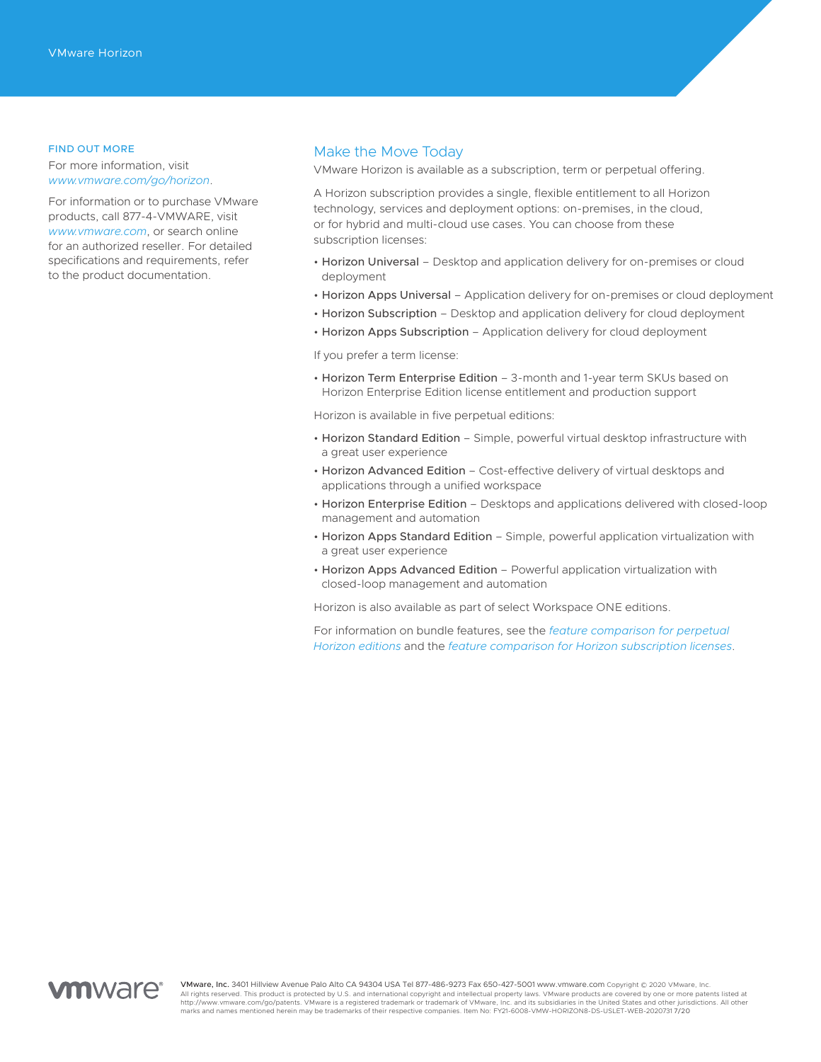FIND OUT MORE

For more information, visit *www.vmware.com/go/horizon*.

For information or to purchase VMware products, call 877-4-VMWARE, visit *www.vmware.com*, or search online for an authorized reseller. For detailed specifications and requirements, refer to the product documentation.

## Make the Move Today

VMware Horizon is available as a subscription, term or perpetual offering.

A Horizon subscription provides a single, flexible entitlement to all Horizon technology, services and deployment options: on-premises, in the cloud, or for hybrid and multi-cloud use cases. You can choose from these subscription licenses:

- Horizon Universal – Desktop and application delivery for on-premises or cloud deployment
- Horizon Apps Universal – Application delivery for on-premises or cloud deployment
- Horizon Subscription – Desktop and application delivery for cloud deployment
- Horizon Apps Subscription – Application delivery for cloud deployment

If you prefer a term license:

- Horizon Term Enterprise Edition – 3-month and 1-year term SKUs based on Horizon Enterprise Edition license entitlement and production support

Horizon is available in five perpetual editions:

- Horizon Standard Edition – Simple, powerful virtual desktop infrastructure with a great user experience
- Horizon Advanced Edition – Cost-effective delivery of virtual desktops and applications through a unified workspace
- Horizon Enterprise Edition – Desktops and applications delivered with closed-loop management and automation
- Horizon Apps Standard Edition – Simple, powerful application virtualization with a great user experience
- Horizon Apps Advanced Edition – Powerful application virtualization with closed-loop management and automation

Horizon is also available as part of select Workspace ONE editions.

For information on bundle features, see the *feature comparison for perpetual Horizon editions* and the *feature comparison for Horizon subscription licenses*.

VMware, Inc. 3401 Hillview Avenue Palo Alto CA 94304 USA Tel 877-486-9273 Fax 650-427-5001 www.vmware.com Copyright © 2020 VMware, Inc. All rights reserved. This product is protected by U.S. and international copyright and intellectual property laws. VMware products are covered by one or more patents listed at http://www.vmware.com/go/patents. VMware is a registered trademark or trademark of VMware, Inc. and its subsidiaries in the United States and other jurisdictions. All other marks and names mentioned herein may be trademarks of their respective companies. Item No: FY21-6008-VMW-HORIZON8-DS-USLET-WEB-20200731 7/20